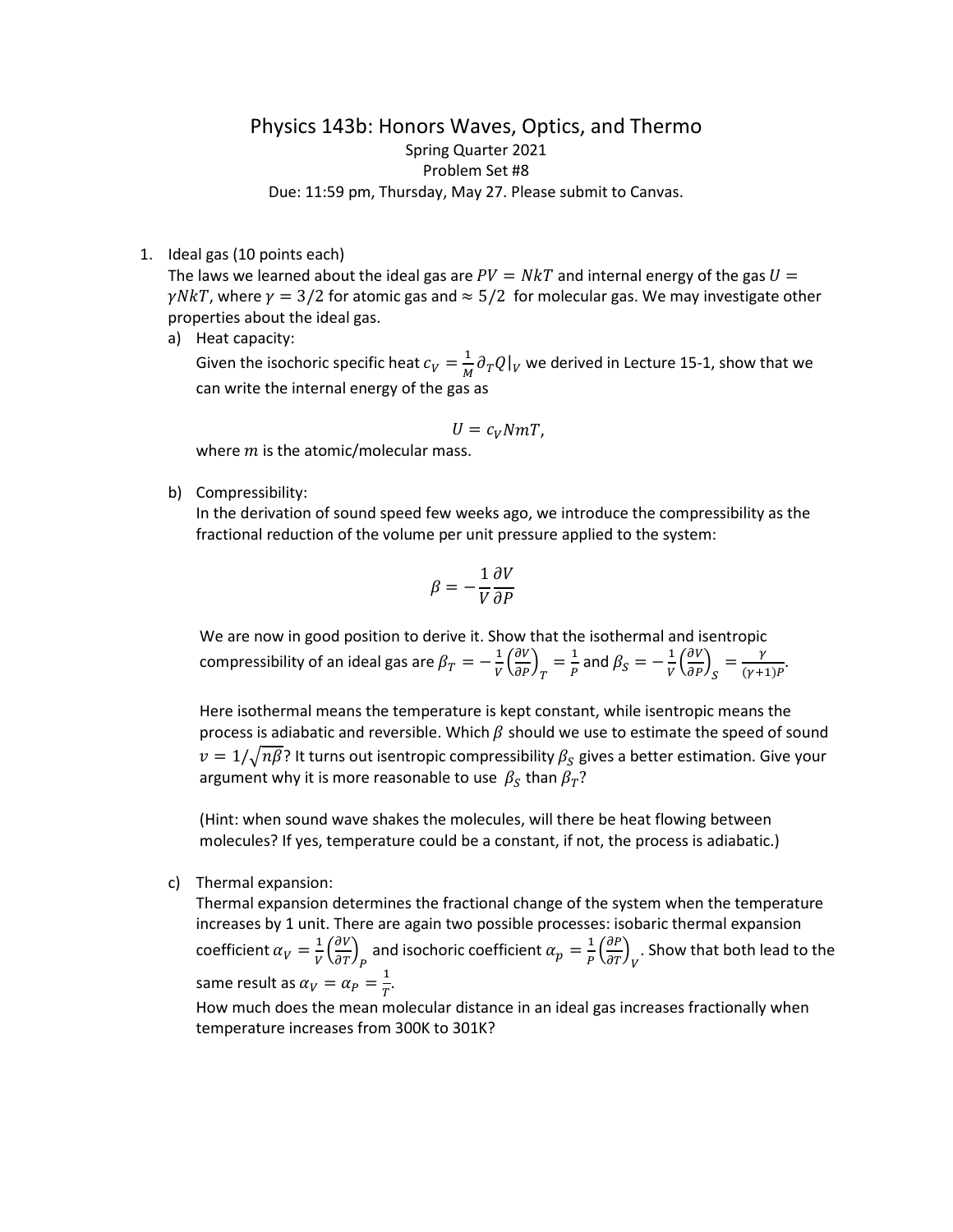# Physics 143b: Honors Waves, Optics, and Thermo

Spring Quarter 2021

Problem Set #8

Due: 11:59 pm, Thursday, May 27. Please submit to Canvas.

1. Ideal gas (10 points each)

   The laws we learned about the ideal gas are $PV = NkT$ and internal energy of the gas $U = \gamma NkT$, where $\gamma = 3/2$ for atomic gas and $\approx 5/2$ for molecular gas. We may investigate other properties about the ideal gas.

   a) Heat capacity:

      Given the isochoric specific heat $c_V = \frac{1}{M}\partial_T Q|_V$ we derived in Lecture 15-1, show that we can write the internal energy of the gas as

      $$U = c_V NmT,$$

      where $m$ is the atomic/molecular mass.

   b) Compressibility:

      In the derivation of sound speed few weeks ago, we introduce the compressibility as the fractional reduction of the volume per unit pressure applied to the system:

      $$\beta = -\frac{1}{V}\frac{\partial V}{\partial P}$$

      We are now in good position to derive it. Show that the isothermal and isentropic compressibility of an ideal gas are $\beta_T = -\frac{1}{V}\left(\frac{\partial V}{\partial P}\right)_T = \frac{1}{P}$ and $\beta_S = -\frac{1}{V}\left(\frac{\partial V}{\partial P}\right)_S = \frac{\gamma}{(\gamma+1)P}$.

      Here isothermal means the temperature is kept constant, while isentropic means the process is adiabatic and reversible. Which $\beta$ should we use to estimate the speed of sound $v = 1/\sqrt{n\beta}$? It turns out isentropic compressibility $\beta_S$ gives a better estimation. Give your argument why it is more reasonable to use $\beta_S$ than $\beta_T$?

      (Hint: when sound wave shakes the molecules, will there be heat flowing between molecules? If yes, temperature could be a constant, if not, the process is adiabatic.)

   c) Thermal expansion:

      Thermal expansion determines the fractional change of the system when the temperature increases by 1 unit. There are again two possible processes: isobaric thermal expansion coefficient $\alpha_V = \frac{1}{V}\left(\frac{\partial V}{\partial T}\right)_P$ and isochoric coefficient $\alpha_p = \frac{1}{P}\left(\frac{\partial P}{\partial T}\right)_V$. Show that both lead to the same result as $\alpha_V = \alpha_P = \frac{1}{T}$.

      How much does the mean molecular distance in an ideal gas increases fractionally when temperature increases from 300K to 301K?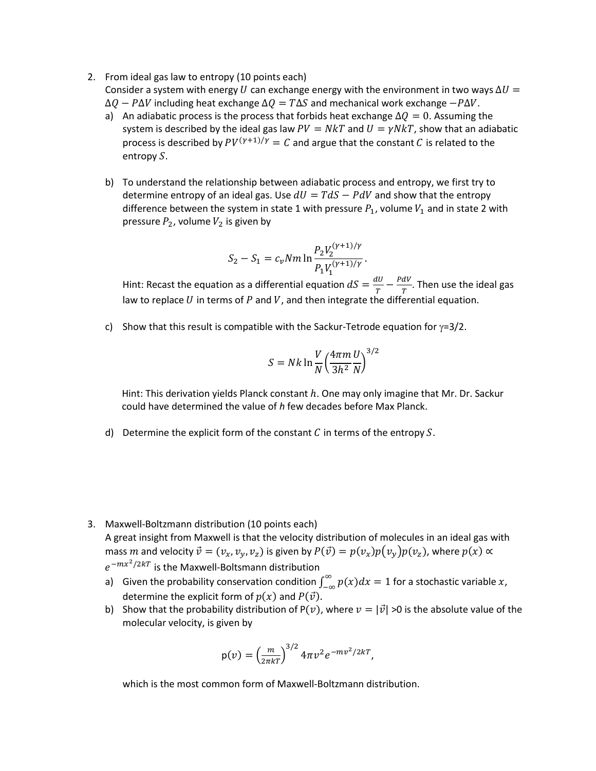2. From ideal gas law to entropy (10 points each)

   Consider a system with energy $U$ can exchange energy with the environment in two ways $\Delta U = \Delta Q - P\Delta V$ including heat exchange $\Delta Q = T\Delta S$ and mechanical work exchange $-P\Delta V$.

   a) An adiabatic process is the process that forbids heat exchange $\Delta Q = 0$. Assuming the system is described by the ideal gas law $PV = NkT$ and $U = \gamma NkT$, show that an adiabatic process is described by $PV^{(\gamma+1)/\gamma} = C$ and argue that the constant $C$ is related to the entropy $S$.

   b) To understand the relationship between adiabatic process and entropy, we first try to determine entropy of an ideal gas. Use $dU = TdS - PdV$ and show that the entropy difference between the system in state 1 with pressure $P_1$, volume $V_1$ and in state 2 with pressure $P_2$, volume $V_2$ is given by

   $$S_2 - S_1 = c_v Nm \ln \frac{P_2 V_2^{(\gamma+1)/\gamma}}{P_1 V_1^{(\gamma+1)/\gamma}}.$$

   Hint: Recast the equation as a differential equation $dS = \frac{dU}{T} - \frac{PdV}{T}$. Then use the ideal gas law to replace $U$ in terms of $P$ and $V$, and then integrate the differential equation.

   c) Show that this result is compatible with the Sackur-Tetrode equation for $\gamma$=3/2.

   $$S = Nk \ln \frac{V}{N} \left( \frac{4\pi m}{3h^2} \frac{U}{N} \right)^{3/2}$$

   Hint: This derivation yields Planck constant $h$. One may only imagine that Mr. Dr. Sackur could have determined the value of $h$ few decades before Max Planck.

   d) Determine the explicit form of the constant $C$ in terms of the entropy $S$.

3. Maxwell-Boltzmann distribution (10 points each)

   A great insight from Maxwell is that the velocity distribution of molecules in an ideal gas with mass $m$ and velocity $\vec{v} = (v_x, v_y, v_z)$ is given by $P(\vec{v}) = p(v_x)p(v_y)p(v_z)$, where $p(x) \propto e^{-mx^2/2kT}$ is the Maxwell-Boltsmann distribution

   a) Given the probability conservation condition $\int_{-\infty}^{\infty} p(x)dx = 1$ for a stochastic variable $x$, determine the explicit form of $p(x)$ and $P(\vec{v})$.

   b) Show that the probability distribution of P($v$), where $v = |\vec{v}|$ >0 is the absolute value of the molecular velocity, is given by

   $$\mathrm{p}(v) = \left( \frac{m}{2\pi kT} \right)^{3/2} 4\pi v^2 e^{-mv^2/2kT},$$

   which is the most common form of Maxwell-Boltzmann distribution.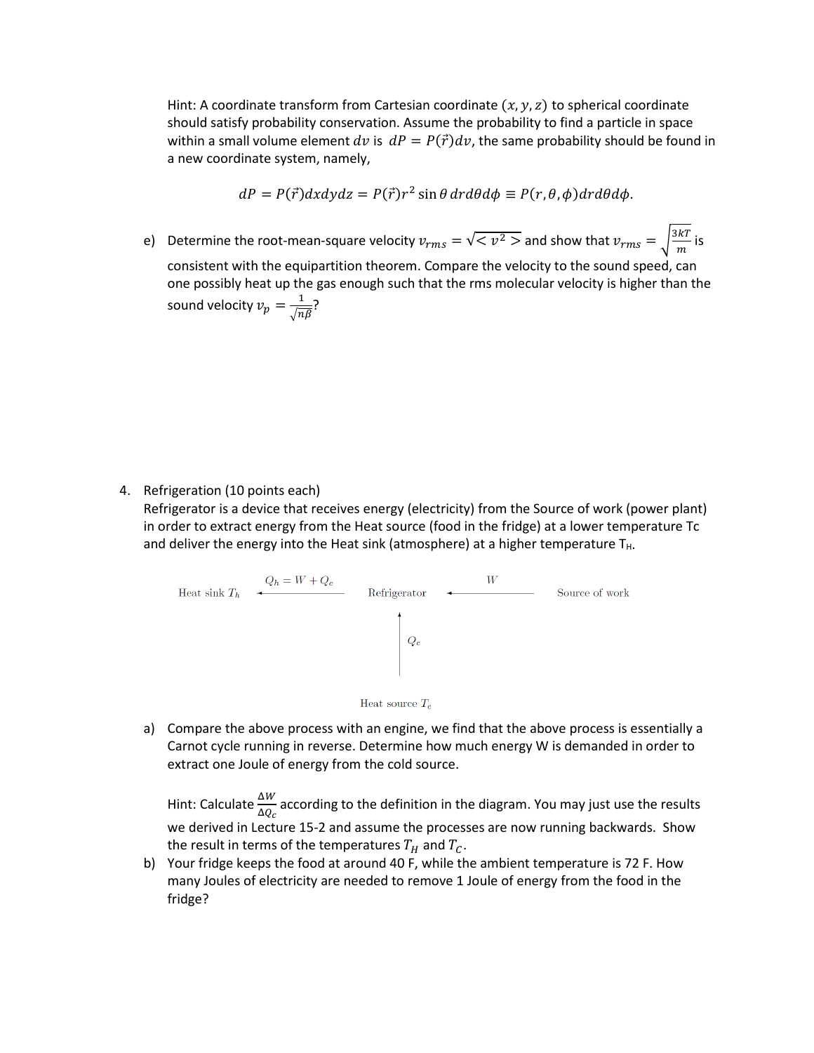Hint: A coordinate transform from Cartesian coordinate $(x, y, z)$ to spherical coordinate should satisfy probability conservation. Assume the probability to find a particle in space within a small volume element $dv$ is $dP = P(\vec{r})dv$, the same probability should be found in a new coordinate system, namely,

$$dP = P(\vec{r})dxdydz = P(\vec{r})r^2 \sin\theta \, drd\theta d\phi \equiv P(r, \theta, \phi)drd\theta d\phi.$$

e) Determine the root-mean-square velocity $v_{rms} = \sqrt{< v^2 >}$ and show that $v_{rms} = \sqrt{\frac{3kT}{m}}$ is consistent with the equipartition theorem. Compare the velocity to the sound speed, can one possibly heat up the gas enough such that the rms molecular velocity is higher than the sound velocity $v_p = \frac{1}{\sqrt{n\beta}}$?

4. Refrigeration (10 points each)
Refrigerator is a device that receives energy (electricity) from the Source of work (power plant) in order to extract energy from the Heat source (food in the fridge) at a lower temperature Tc and deliver the energy into the Heat sink (atmosphere) at a higher temperature $T_H$.

Heat sink $T_h$ ← $Q_h = W + Q_c$ ← Refrigerator ← $W$ ← Source of work

Heat source $T_c$ → $Q_c$ → Refrigerator

a) Compare the above process with an engine, we find that the above process is essentially a Carnot cycle running in reverse. Determine how much energy W is demanded in order to extract one Joule of energy from the cold source.

Hint: Calculate $\frac{\Delta W}{\Delta Q_c}$ according to the definition in the diagram. You may just use the results we derived in Lecture 15-2 and assume the processes are now running backwards. Show the result in terms of the temperatures $T_H$ and $T_C$.

b) Your fridge keeps the food at around 40 F, while the ambient temperature is 72 F. How many Joules of electricity are needed to remove 1 Joule of energy from the food in the fridge?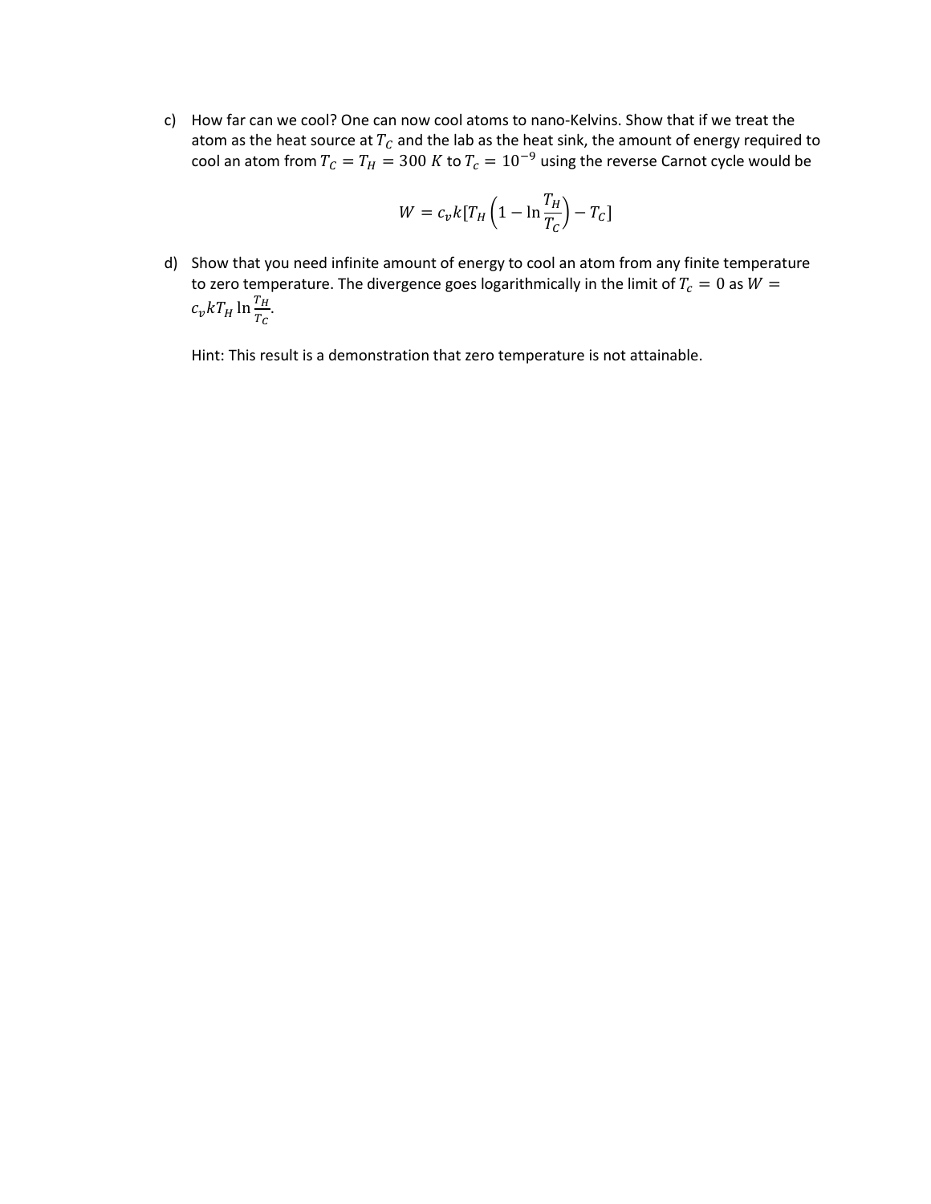c) How far can we cool? One can now cool atoms to nano-Kelvins. Show that if we treat the atom as the heat source at $T_C$ and the lab as the heat sink, the amount of energy required to cool an atom from $T_C = T_H = 300\ K$ to $T_c = 10^{-9}$ using the reverse Carnot cycle would be

$$W = c_v k[T_H\left(1 - \ln\frac{T_H}{T_C}\right) - T_C]$$

d) Show that you need infinite amount of energy to cool an atom from any finite temperature to zero temperature. The divergence goes logarithmically in the limit of $T_c = 0$ as $W = c_v k T_H \ln\frac{T_H}{T_C}$.

Hint: This result is a demonstration that zero temperature is not attainable.